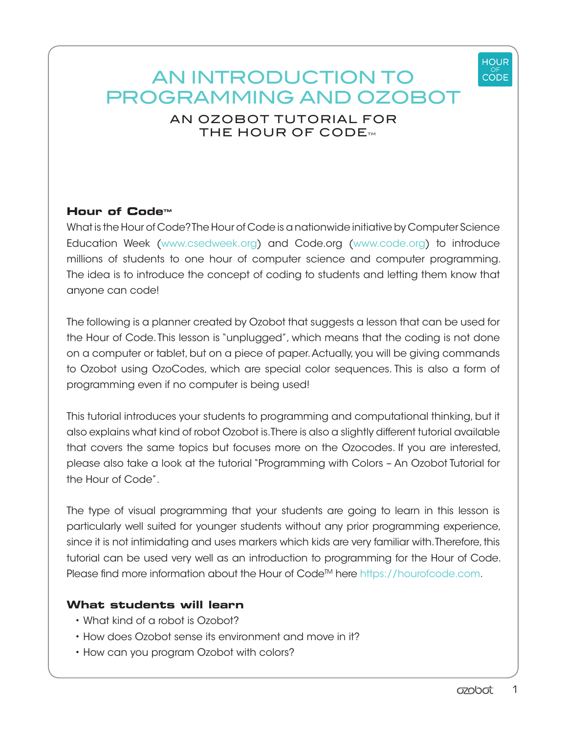# AN INTRODUCTION TO PROGRAMMING AND OZOBOT

## AN OZOBOT TUTORIAL FOR THE HOUR OF CODE™

### Hour of Code™

What is the Hour of Code? The Hour of Code is a nationwide initiative by Computer Science Education Week (www.csedweek.org) and Code.org (www.code.org) to introduce millions of students to one hour of computer science and computer programming. The idea is to introduce the concept of coding to students and letting them know that anyone can code!

The following is a planner created by Ozobot that suggests a lesson that can be used for the Hour of Code. This lesson is "unplugged", which means that the coding is not done on a computer or tablet, but on a piece of paper. Actually, you will be giving commands to Ozobot using OzoCodes, which are special color sequences. This is also a form of programming even if no computer is being used!

This tutorial introduces your students to programming and computational thinking, but it also explains what kind of robot Ozobot is. There is also a slightly different tutorial available that covers the same topics but focuses more on the Ozocodes. If you are interested, please also take a look at the tutorial "Programming with Colors – An Ozobot Tutorial for the Hour of Code".

The type of visual programming that your students are going to learn in this lesson is particularly well suited for younger students without any prior programming experience, since it is not intimidating and uses markers which kids are very familiar with. Therefore, this tutorial can be used very well as an introduction to programming for the Hour of Code. Please find more information about the Hour of Code™ here https://hourofcode.com.

### What students will learn

- What kind of a robot is Ozobot?
- How does Ozobot sense its environment and move in it?
- How can you program Ozobot with colors?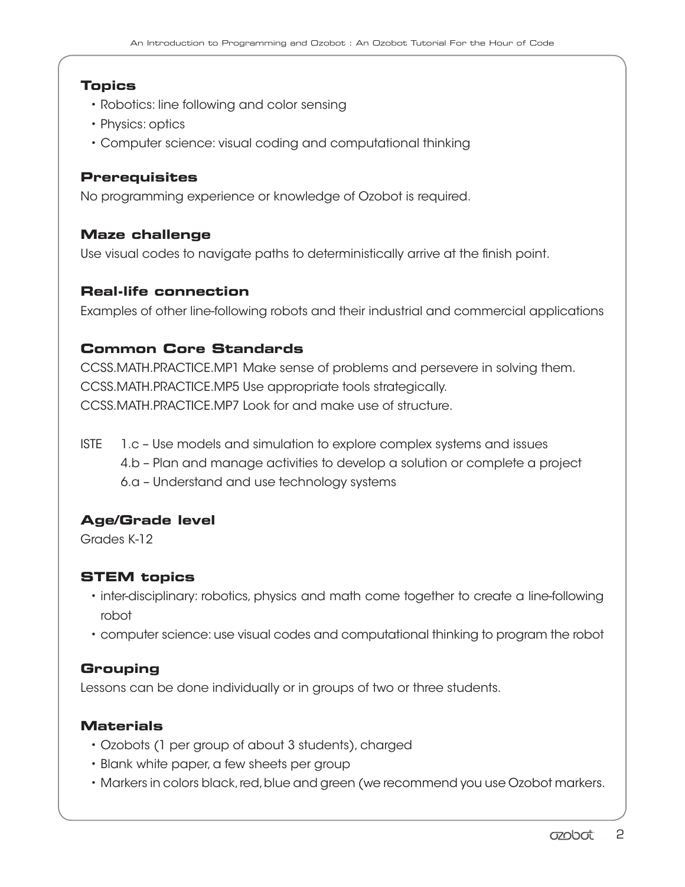### Topics

- Robotics: line following and color sensing
- Physics: optics
- Computer science: visual coding and computational thinking

### Prerequisites

No programming experience or knowledge of Ozobot is required.

### Maze challenge

Use visual codes to navigate paths to deterministically arrive at the finish point.

### Real-life connection

Examples of other line-following robots and their industrial and commercial applications

### Common Core Standards

CCSS.MATH.PRACTICE.MP1 Make sense of problems and persevere in solving them.
CCSS.MATH.PRACTICE.MP5 Use appropriate tools strategically.
CCSS.MATH.PRACTICE.MP7 Look for and make use of structure.

ISTE 1.c – Use models and simulation to explore complex systems and issues
4.b – Plan and manage activities to develop a solution or complete a project
6.a – Understand and use technology systems

### Age/Grade level

Grades K-12

### STEM topics

- inter-disciplinary: robotics, physics and math come together to create a line-following robot
- computer science: use visual codes and computational thinking to program the robot

### Grouping

Lessons can be done individually or in groups of two or three students.

### Materials

- Ozobots (1 per group of about 3 students), charged
- Blank white paper, a few sheets per group
- Markers in colors black, red, blue and green (we recommend you use Ozobot markers.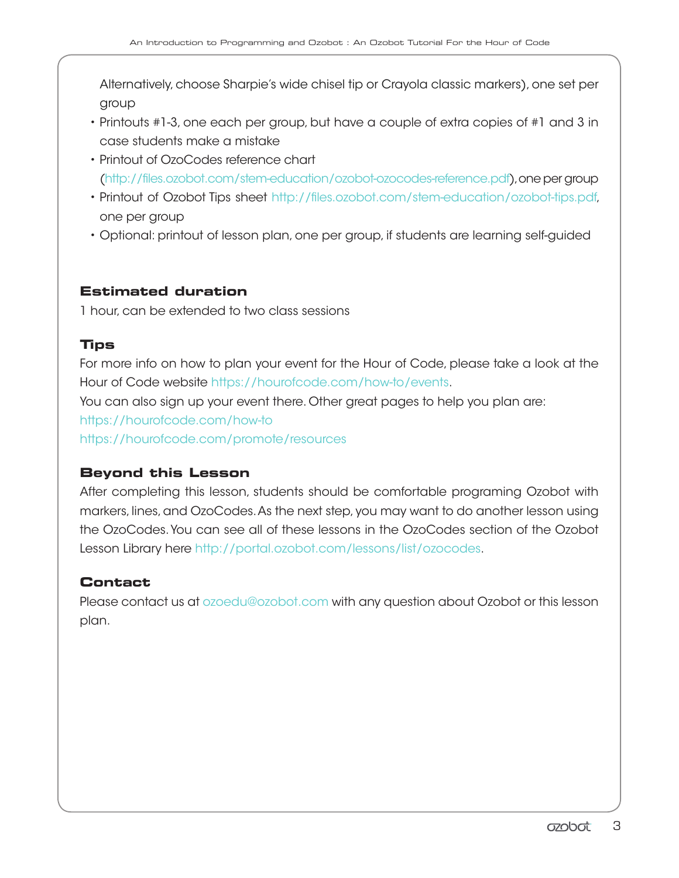Alternatively, choose Sharpie's wide chisel tip or Crayola classic markers), one set per group

- Printouts #1-3, one each per group, but have a couple of extra copies of #1 and 3 in case students make a mistake
- Printout of OzoCodes reference chart (http://files.ozobot.com/stem-education/ozobot-ozocodes-reference.pdf), one per group
- Printout of Ozobot Tips sheet http://files.ozobot.com/stem-education/ozobot-tips.pdf, one per group
- Optional: printout of lesson plan, one per group, if students are learning self-guided

### Estimated duration

1 hour, can be extended to two class sessions

### Tips

For more info on how to plan your event for the Hour of Code, please take a look at the Hour of Code website https://hourofcode.com/how-to/events.
You can also sign up your event there. Other great pages to help you plan are:
https://hourofcode.com/how-to
https://hourofcode.com/promote/resources

### Beyond this Lesson

After completing this lesson, students should be comfortable programing Ozobot with markers, lines, and OzoCodes. As the next step, you may want to do another lesson using the OzoCodes. You can see all of these lessons in the OzoCodes section of the Ozobot Lesson Library here http://portal.ozobot.com/lessons/list/ozocodes.

### Contact

Please contact us at ozoedu@ozobot.com with any question about Ozobot or this lesson plan.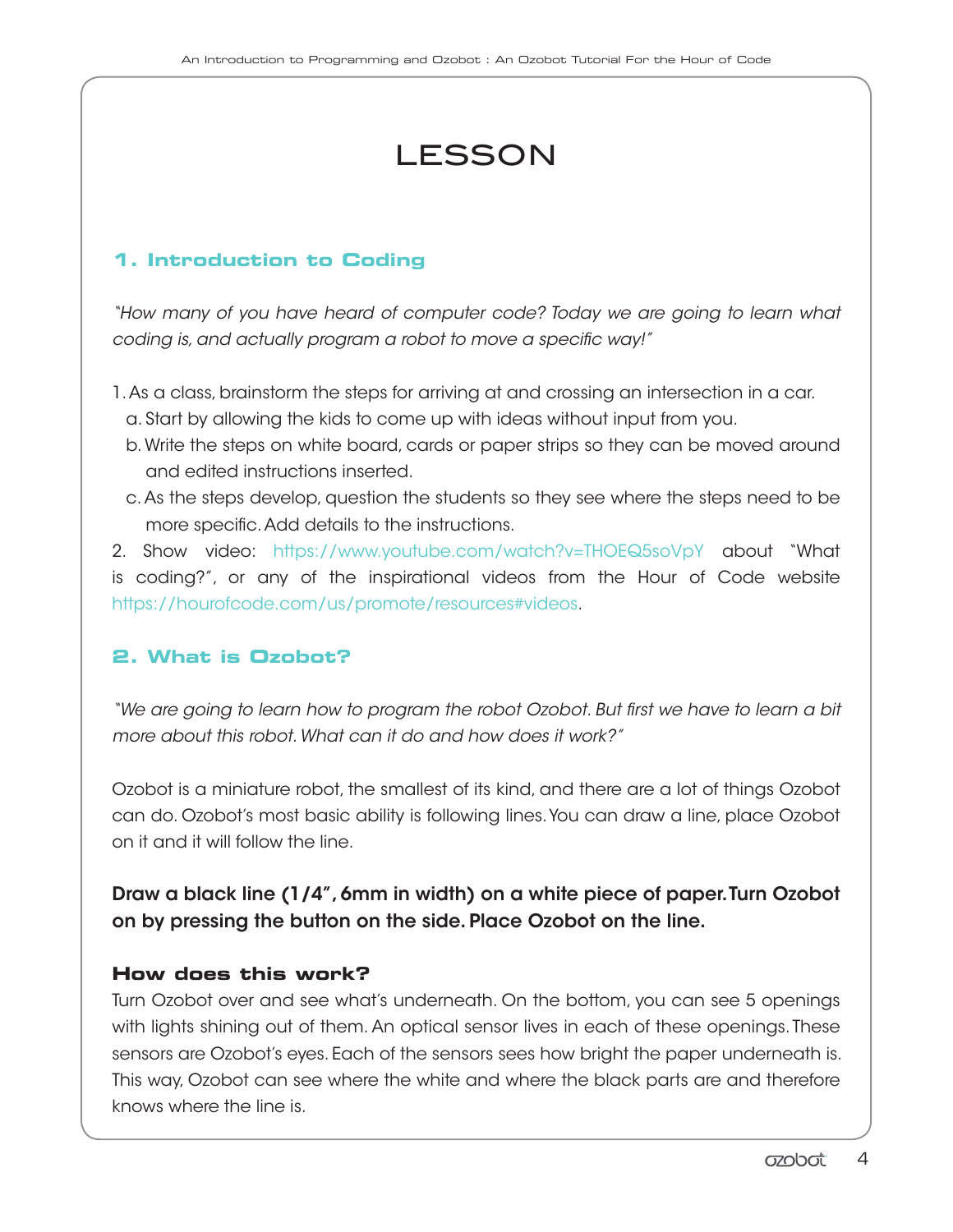# LESSON

## 1. Introduction to Coding

*"How many of you have heard of computer code? Today we are going to learn what coding is, and actually program a robot to move a specific way!"*

1. As a class, brainstorm the steps for arriving at and crossing an intersection in a car.
   a. Start by allowing the kids to come up with ideas without input from you.
   b. Write the steps on white board, cards or paper strips so they can be moved around and edited instructions inserted.
   c. As the steps develop, question the students so they see where the steps need to be more specific. Add details to the instructions.

2. Show video: https://www.youtube.com/watch?v=THOEQ5soVpY about "What is coding?", or any of the inspirational videos from the Hour of Code website https://hourofcode.com/us/promote/resources#videos.

## 2. What is Ozobot?

*"We are going to learn how to program the robot Ozobot. But first we have to learn a bit more about this robot. What can it do and how does it work?"*

Ozobot is a miniature robot, the smallest of its kind, and there are a lot of things Ozobot can do. Ozobot's most basic ability is following lines. You can draw a line, place Ozobot on it and it will follow the line.

**Draw a black line (1/4", 6mm in width) on a white piece of paper. Turn Ozobot on by pressing the button on the side. Place Ozobot on the line.**

### How does this work?

Turn Ozobot over and see what's underneath. On the bottom, you can see 5 openings with lights shining out of them. An optical sensor lives in each of these openings. These sensors are Ozobot's eyes. Each of the sensors sees how bright the paper underneath is. This way, Ozobot can see where the white and where the black parts are and therefore knows where the line is.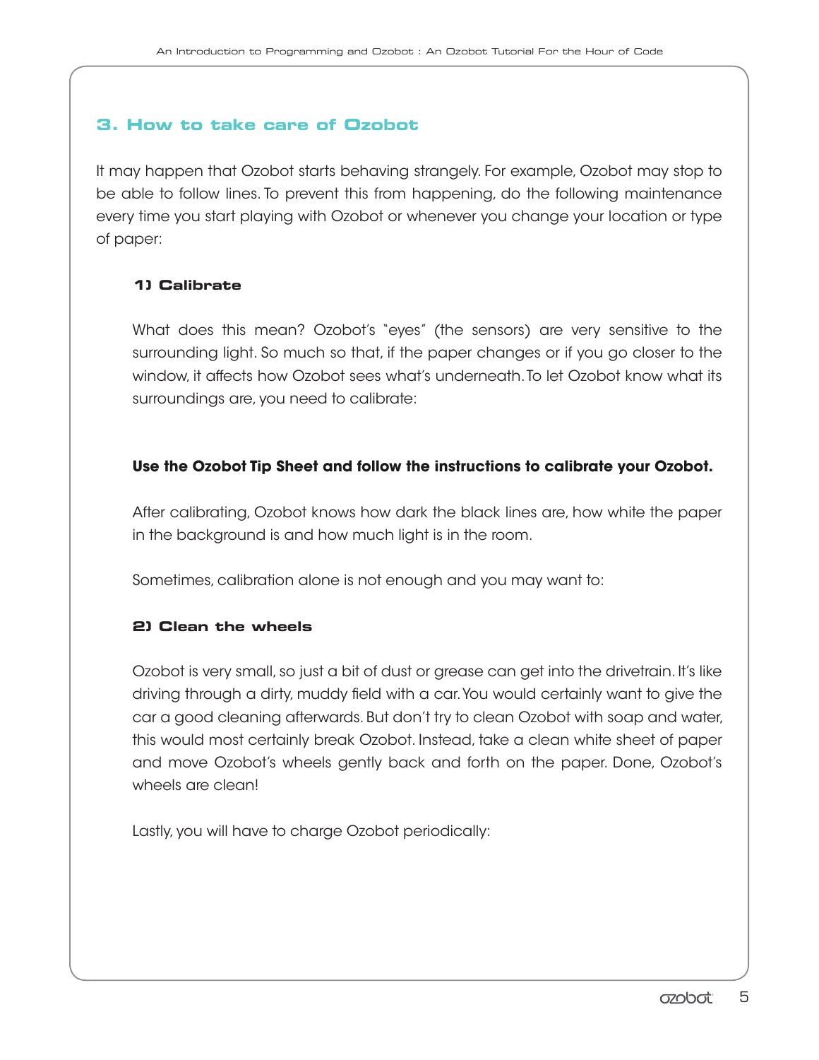## 3. How to take care of Ozobot

It may happen that Ozobot starts behaving strangely. For example, Ozobot may stop to be able to follow lines. To prevent this from happening, do the following maintenance every time you start playing with Ozobot or whenever you change your location or type of paper:

### 1) Calibrate

What does this mean? Ozobot's "eyes" (the sensors) are very sensitive to the surrounding light. So much so that, if the paper changes or if you go closer to the window, it affects how Ozobot sees what's underneath. To let Ozobot know what its surroundings are, you need to calibrate:

**Use the Ozobot Tip Sheet and follow the instructions to calibrate your Ozobot.**

After calibrating, Ozobot knows how dark the black lines are, how white the paper in the background is and how much light is in the room.

Sometimes, calibration alone is not enough and you may want to:

### 2) Clean the wheels

Ozobot is very small, so just a bit of dust or grease can get into the drivetrain. It's like driving through a dirty, muddy field with a car. You would certainly want to give the car a good cleaning afterwards. But don't try to clean Ozobot with soap and water, this would most certainly break Ozobot. Instead, take a clean white sheet of paper and move Ozobot's wheels gently back and forth on the paper. Done, Ozobot's wheels are clean!

Lastly, you will have to charge Ozobot periodically: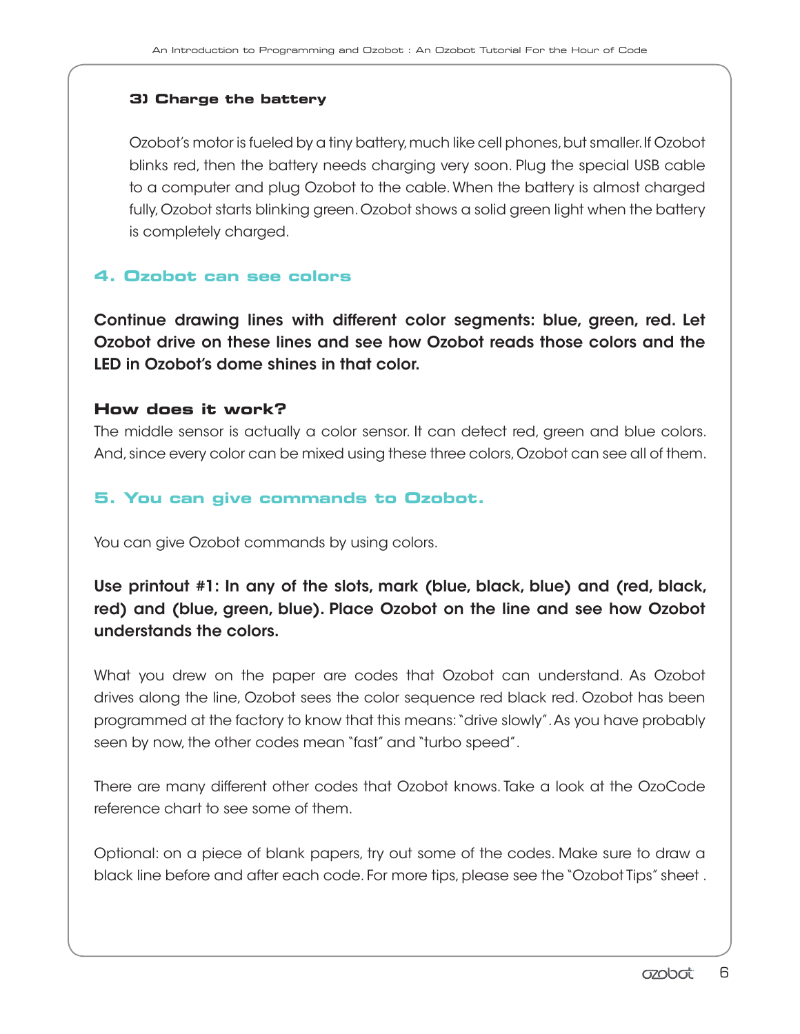### 3) Charge the battery

Ozobot's motor is fueled by a tiny battery, much like cell phones, but smaller. If Ozobot blinks red, then the battery needs charging very soon. Plug the special USB cable to a computer and plug Ozobot to the cable. When the battery is almost charged fully, Ozobot starts blinking green. Ozobot shows a solid green light when the battery is completely charged.

## 4. Ozobot can see colors

**Continue drawing lines with different color segments: blue, green, red. Let Ozobot drive on these lines and see how Ozobot reads those colors and the LED in Ozobot's dome shines in that color.**

### How does it work?

The middle sensor is actually a color sensor. It can detect red, green and blue colors. And, since every color can be mixed using these three colors, Ozobot can see all of them.

## 5. You can give commands to Ozobot.

You can give Ozobot commands by using colors.

**Use printout #1: In any of the slots, mark (blue, black, blue) and (red, black, red) and (blue, green, blue). Place Ozobot on the line and see how Ozobot understands the colors.**

What you drew on the paper are codes that Ozobot can understand. As Ozobot drives along the line, Ozobot sees the color sequence red black red. Ozobot has been programmed at the factory to know that this means: "drive slowly". As you have probably seen by now, the other codes mean "fast" and "turbo speed".

There are many different other codes that Ozobot knows. Take a look at the OzoCode reference chart to see some of them.

Optional: on a piece of blank papers, try out some of the codes. Make sure to draw a black line before and after each code. For more tips, please see the "Ozobot Tips" sheet .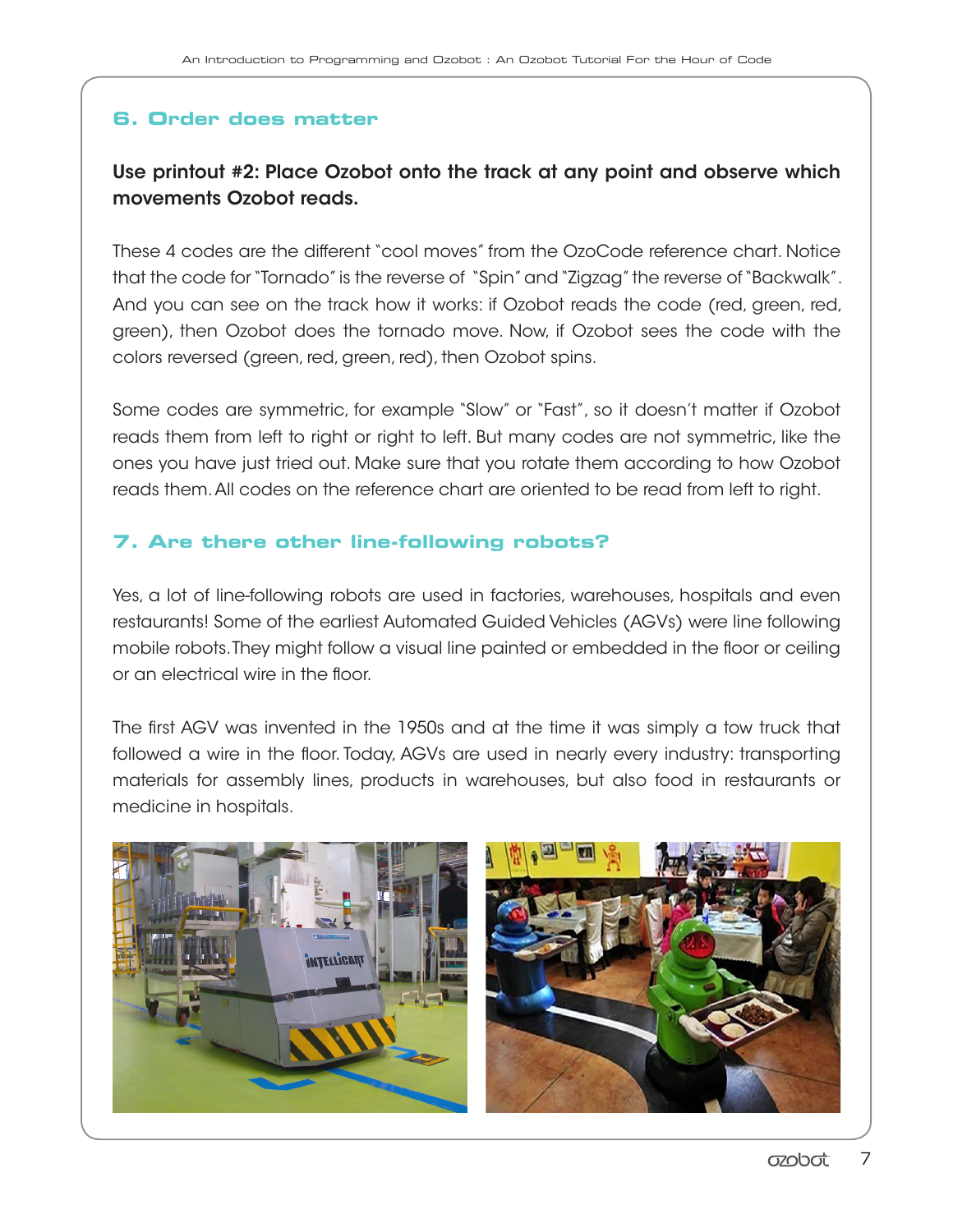## 6. Order does matter

**Use printout #2: Place Ozobot onto the track at any point and observe which movements Ozobot reads.**

These 4 codes are the different "cool moves" from the OzoCode reference chart. Notice that the code for "Tornado" is the reverse of "Spin" and "Zigzag" the reverse of "Backwalk". And you can see on the track how it works: if Ozobot reads the code (red, green, red, green), then Ozobot does the tornado move. Now, if Ozobot sees the code with the colors reversed (green, red, green, red), then Ozobot spins.

Some codes are symmetric, for example "Slow" or "Fast", so it doesn't matter if Ozobot reads them from left to right or right to left. But many codes are not symmetric, like the ones you have just tried out. Make sure that you rotate them according to how Ozobot reads them. All codes on the reference chart are oriented to be read from left to right.

## 7. Are there other line-following robots?

Yes, a lot of line-following robots are used in factories, warehouses, hospitals and even restaurants! Some of the earliest Automated Guided Vehicles (AGVs) were line following mobile robots. They might follow a visual line painted or embedded in the floor or ceiling or an electrical wire in the floor.

The first AGV was invented in the 1950s and at the time it was simply a tow truck that followed a wire in the floor. Today, AGVs are used in nearly every industry: transporting materials for assembly lines, products in warehouses, but also food in restaurants or medicine in hospitals.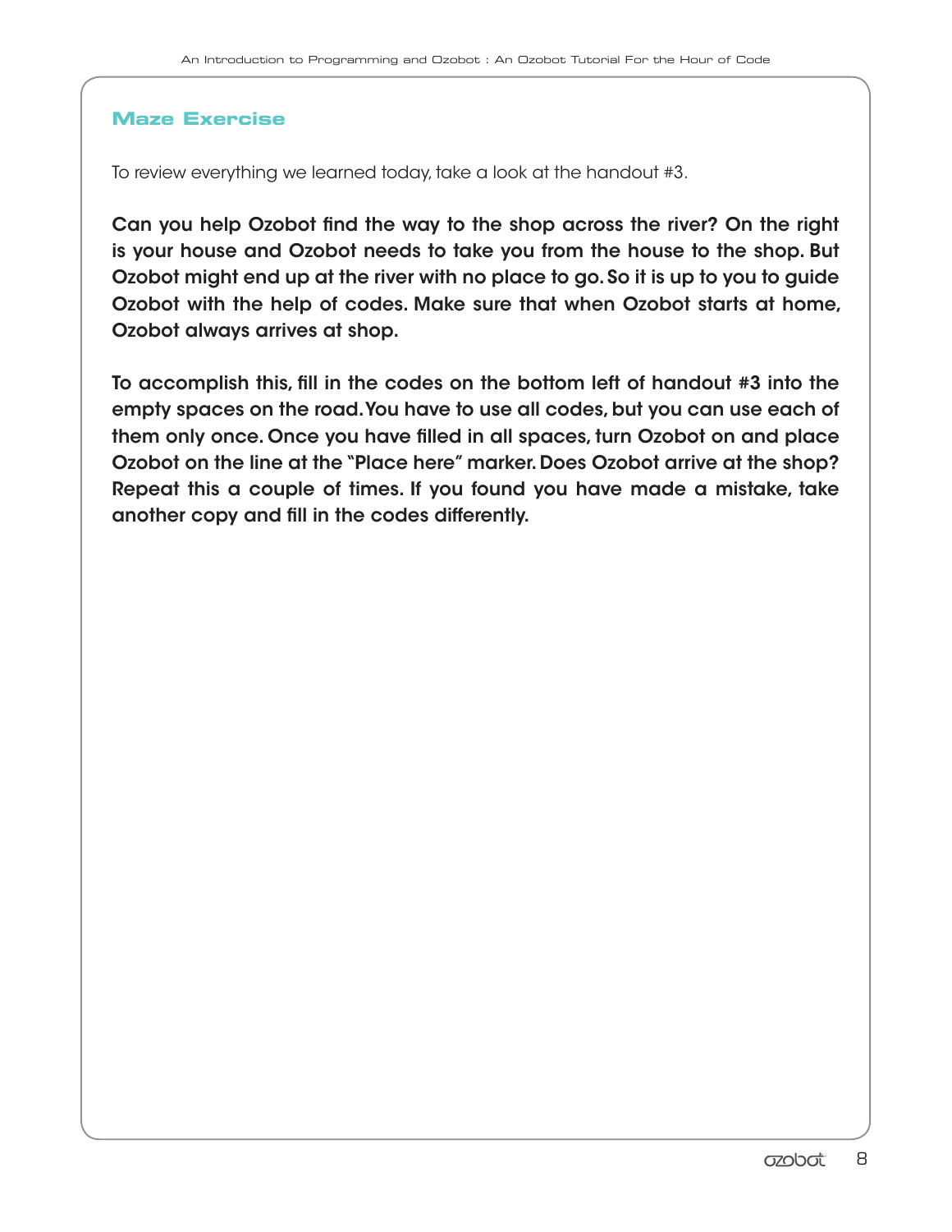## Maze Exercise

To review everything we learned today, take a look at the handout #3.

**Can you help Ozobot find the way to the shop across the river? On the right is your house and Ozobot needs to take you from the house to the shop. But Ozobot might end up at the river with no place to go. So it is up to you to guide Ozobot with the help of codes. Make sure that when Ozobot starts at home, Ozobot always arrives at shop.**

**To accomplish this, fill in the codes on the bottom left of handout #3 into the empty spaces on the road. You have to use all codes, but you can use each of them only once. Once you have filled in all spaces, turn Ozobot on and place Ozobot on the line at the "Place here" marker. Does Ozobot arrive at the shop? Repeat this a couple of times. If you found you have made a mistake, take another copy and fill in the codes differently.**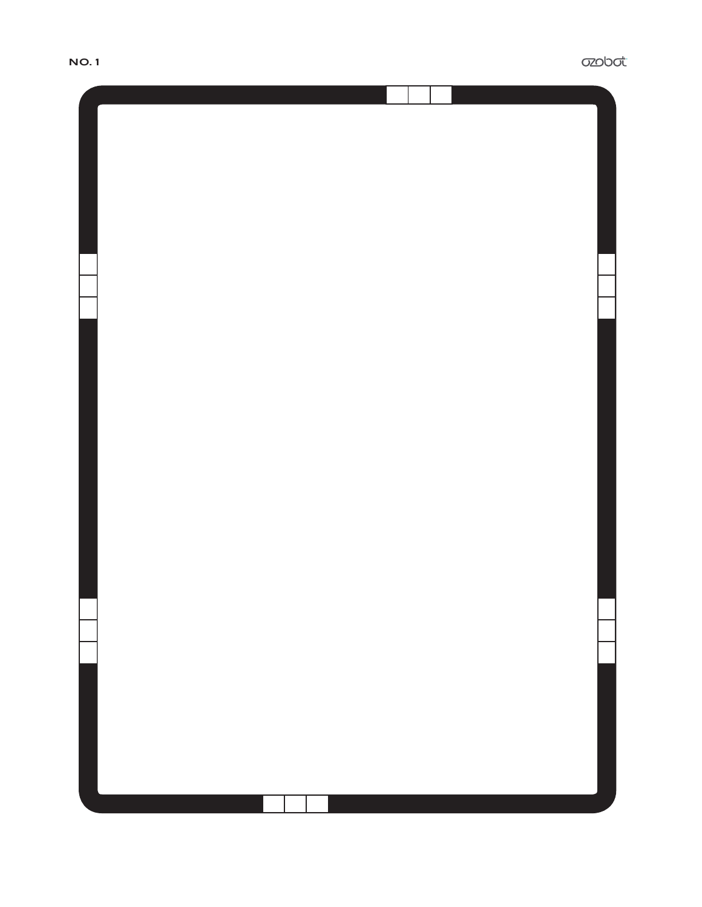NO. 1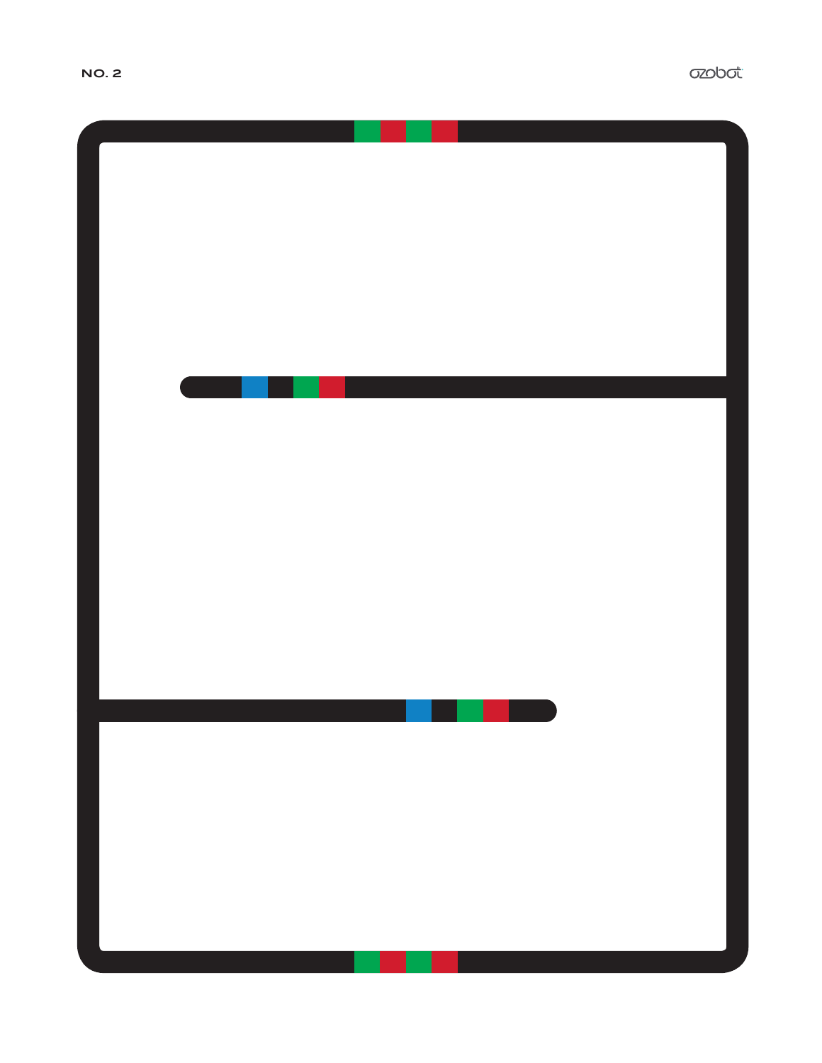NO. 2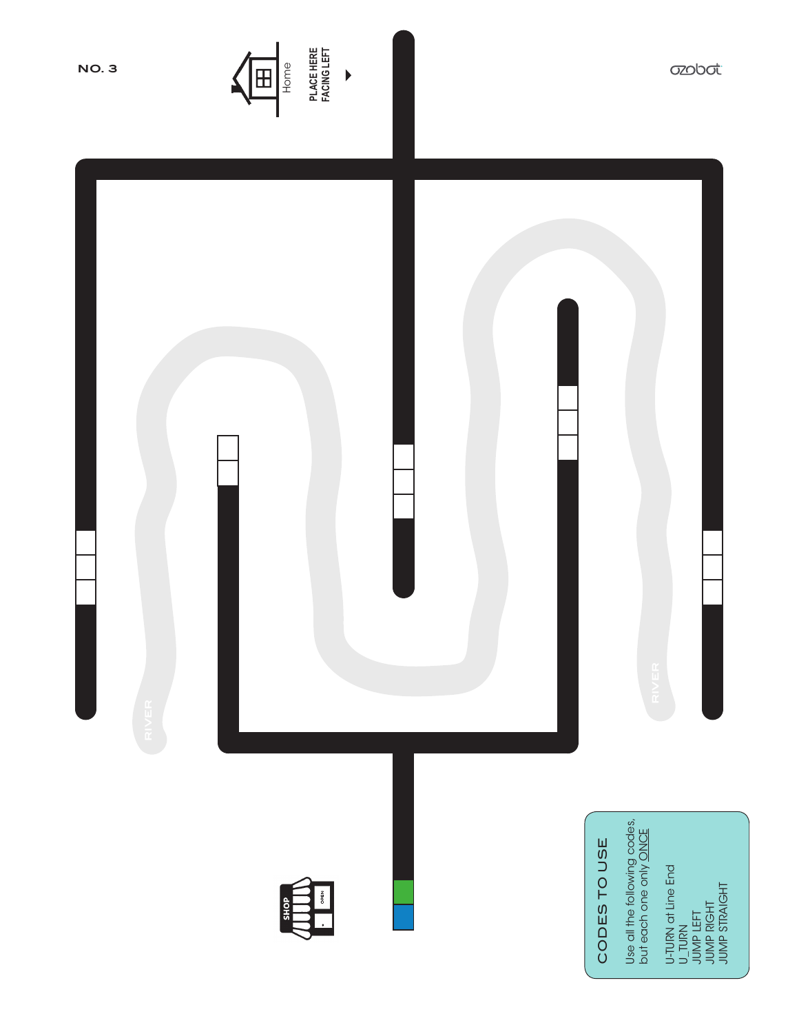NO. 3

Home

PLACE HERE FACING LEFT

ozobot

RIVER

RIVER

SHOP

OPEN

## CODES TO USE

Use all the following codes, but each one only ONCE

U-TURN at Line End
U_TURN
JUMP LEFT
JUMP RIGHT
JUMP STRAIGHT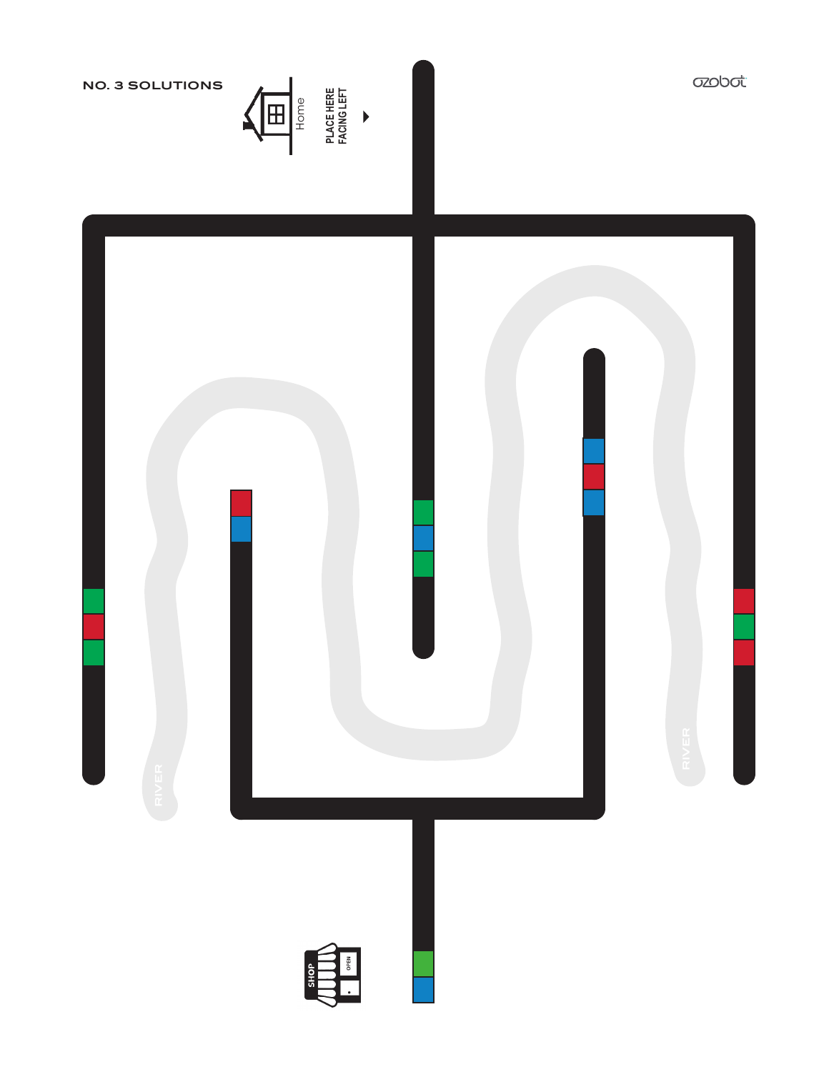## NO. 3 SOLUTIONS

Home

PLACE HERE FACING LEFT

RIVER

RIVER

SHOP

OPEN